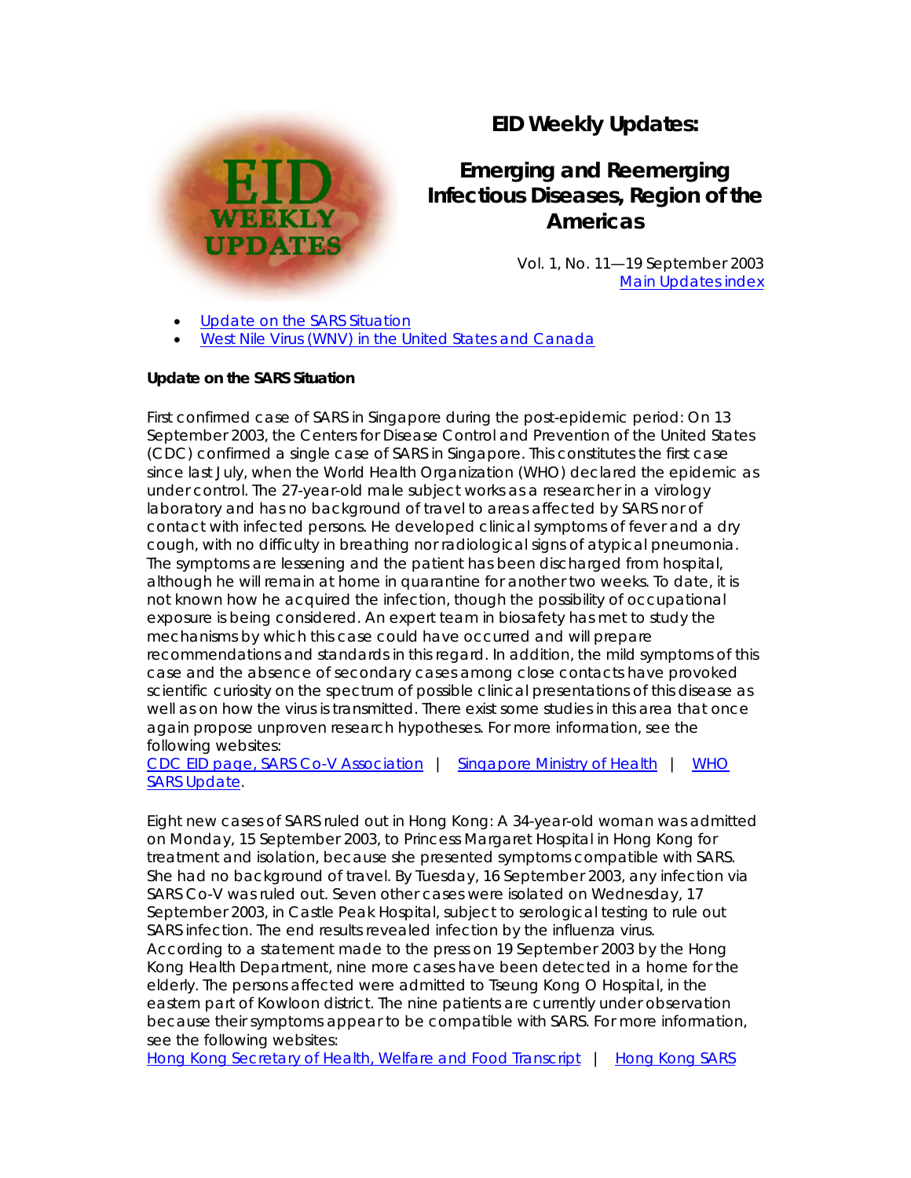# EID Weekly Updates:

## Emerging and Reemerging Infectious Diseases, Region of the Americas

Vol. 1, No. 11—19 September 2003
Main Updates index

- Update on the SARS Situation
- West Nile Virus (WNV) in the United States and Canada

**Update on the SARS Situation**

First confirmed case of SARS in Singapore during the post-epidemic period: On 13 September 2003, the Centers for Disease Control and Prevention of the United States (CDC) confirmed a single case of SARS in Singapore. This constitutes the first case since last July, when the World Health Organization (WHO) declared the epidemic as under control. The 27-year-old male subject works as a researcher in a virology laboratory and has no background of travel to areas affected by SARS nor of contact with infected persons. He developed clinical symptoms of fever and a dry cough, with no difficulty in breathing nor radiological signs of atypical pneumonia. The symptoms are lessening and the patient has been discharged from hospital, although he will remain at home in quarantine for another two weeks. To date, it is not known how he acquired the infection, though the possibility of occupational exposure is being considered. An expert team in biosafety has met to study the mechanisms by which this case could have occurred and will prepare recommendations and standards in this regard. In addition, the mild symptoms of this case and the absence of secondary cases among close contacts have provoked scientific curiosity on the spectrum of possible clinical presentations of this disease as well as on how the virus is transmitted. There exist some studies in this area that once again propose unproven research hypotheses. For more information, see the following websites:
CDC EID page, SARS Co-V Association | Singapore Ministry of Health | WHO SARS Update.

Eight new cases of SARS ruled out in Hong Kong: A 34-year-old woman was admitted on Monday, 15 September 2003, to Princess Margaret Hospital in Hong Kong for treatment and isolation, because she presented symptoms compatible with SARS. She had no background of travel. By Tuesday, 16 September 2003, any infection via SARS Co-V was ruled out. Seven other cases were isolated on Wednesday, 17 September 2003, in Castle Peak Hospital, subject to serological testing to rule out SARS infection. The end results revealed infection by the influenza virus.
According to a statement made to the press on 19 September 2003 by the Hong Kong Health Department, nine more cases have been detected in a home for the elderly. The persons affected were admitted to Tseung Kong O Hospital, in the eastern part of Kowloon district. The nine patients are currently under observation because their symptoms appear to be compatible with SARS. For more information, see the following websites:
Hong Kong Secretary of Health, Welfare and Food Transcript | Hong Kong SARS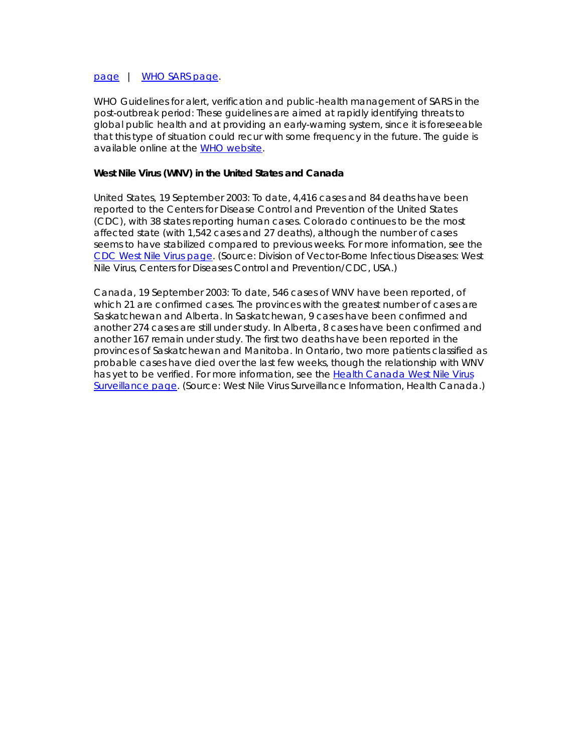page | WHO SARS page.

WHO Guidelines for alert, verification and public-health management of SARS in the post-outbreak period: These guidelines are aimed at rapidly identifying threats to global public health and at providing an early-warning system, since it is foreseeable that this type of situation could recur with some frequency in the future. The guide is available online at the WHO website.

**West Nile Virus (WNV) in the United States and Canada**

United States, 19 September 2003: To date, 4,416 cases and 84 deaths have been reported to the Centers for Disease Control and Prevention of the United States (CDC), with 38 states reporting human cases. Colorado continues to be the most affected state (with 1,542 cases and 27 deaths), although the number of cases seems to have stabilized compared to previous weeks. For more information, see the CDC West Nile Virus page. (Source: Division of Vector-Borne Infectious Diseases: West Nile Virus, Centers for Diseases Control and Prevention/CDC, USA.)

Canada, 19 September 2003: To date, 546 cases of WNV have been reported, of which 21 are confirmed cases. The provinces with the greatest number of cases are Saskatchewan and Alberta. In Saskatchewan, 9 cases have been confirmed and another 274 cases are still under study. In Alberta, 8 cases have been confirmed and another 167 remain under study. The first two deaths have been reported in the provinces of Saskatchewan and Manitoba. In Ontario, two more patients classified as probable cases have died over the last few weeks, though the relationship with WNV has yet to be verified. For more information, see the Health Canada West Nile Virus Surveillance page. (Source: West Nile Virus Surveillance Information, Health Canada.)